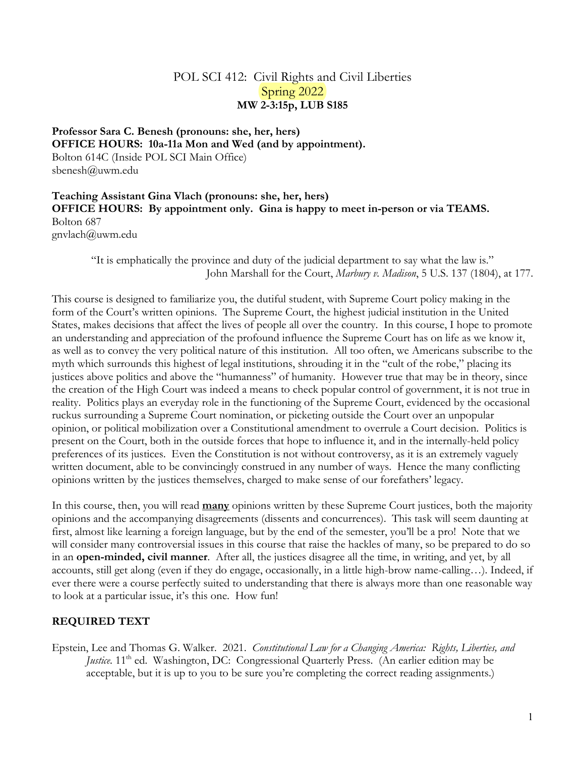# POL SCI 412: Civil Rights and Civil Liberties

Spring 2022

**MW 2-3:15p, LUB S185**

**Professor Sara C. Benesh (pronouns: she, her, hers)**
**OFFICE HOURS: 10a-11a Mon and Wed (and by appointment).**
Bolton 614C (Inside POL SCI Main Office)
sbenesh@uwm.edu

**Teaching Assistant Gina Vlach (pronouns: she, her, hers)**
**OFFICE HOURS: By appointment only. Gina is happy to meet in-person or via TEAMS.**
Bolton 687
gnvlach@uwm.edu

> "It is emphatically the province and duty of the judicial department to say what the law is."
> John Marshall for the Court, *Marbury v. Madison*, 5 U.S. 137 (1804), at 177.

This course is designed to familiarize you, the dutiful student, with Supreme Court policy making in the form of the Court's written opinions. The Supreme Court, the highest judicial institution in the United States, makes decisions that affect the lives of people all over the country. In this course, I hope to promote an understanding and appreciation of the profound influence the Supreme Court has on life as we know it, as well as to convey the very political nature of this institution. All too often, we Americans subscribe to the myth which surrounds this highest of legal institutions, shrouding it in the "cult of the robe," placing its justices above politics and above the "humanness" of humanity. However true that may be in theory, since the creation of the High Court was indeed a means to check popular control of government, it is not true in reality. Politics plays an everyday role in the functioning of the Supreme Court, evidenced by the occasional ruckus surrounding a Supreme Court nomination, or picketing outside the Court over an unpopular opinion, or political mobilization over a Constitutional amendment to overrule a Court decision. Politics is present on the Court, both in the outside forces that hope to influence it, and in the internally-held policy preferences of its justices. Even the Constitution is not without controversy, as it is an extremely vaguely written document, able to be convincingly construed in any number of ways. Hence the many conflicting opinions written by the justices themselves, charged to make sense of our forefathers' legacy.

In this course, then, you will read **many** opinions written by these Supreme Court justices, both the majority opinions and the accompanying disagreements (dissents and concurrences). This task will seem daunting at first, almost like learning a foreign language, but by the end of the semester, you'll be a pro! Note that we will consider many controversial issues in this course that raise the hackles of many, so be prepared to do so in an **open-minded, civil manner**. After all, the justices disagree all the time, in writing, and yet, by all accounts, still get along (even if they do engage, occasionally, in a little high-brow name-calling…). Indeed, if ever there were a course perfectly suited to understanding that there is always more than one reasonable way to look at a particular issue, it's this one. How fun!

## REQUIRED TEXT

Epstein, Lee and Thomas G. Walker. 2021. *Constitutional Law for a Changing America: Rights, Liberties, and Justice*. 11th ed. Washington, DC: Congressional Quarterly Press. (An earlier edition may be acceptable, but it is up to you to be sure you're completing the correct reading assignments.)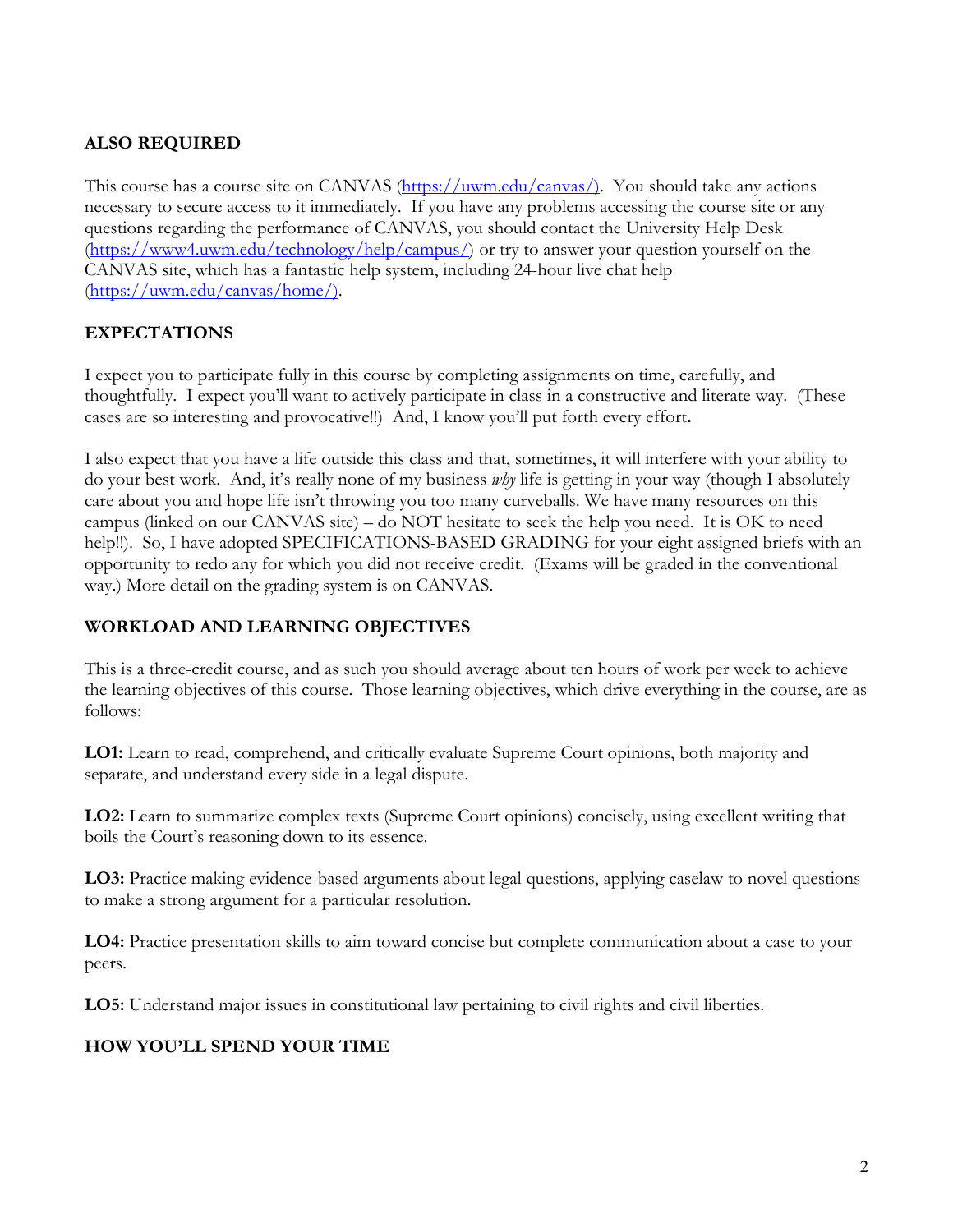**ALSO REQUIRED**

This course has a course site on CANVAS ([https://uwm.edu/canvas/](https://uwm.edu/canvas/)). You should take any actions necessary to secure access to it immediately. If you have any problems accessing the course site or any questions regarding the performance of CANVAS, you should contact the University Help Desk ([https://www4.uwm.edu/technology/help/campus/](https://www4.uwm.edu/technology/help/campus/)) or try to answer your question yourself on the CANVAS site, which has a fantastic help system, including 24-hour live chat help ([https://uwm.edu/canvas/home/](https://uwm.edu/canvas/home/)).

**EXPECTATIONS**

I expect you to participate fully in this course by completing assignments on time, carefully, and thoughtfully. I expect you'll want to actively participate in class in a constructive and literate way. (These cases are so interesting and provocative!!) And, I know you'll put forth every effort**.**

I also expect that you have a life outside this class and that, sometimes, it will interfere with your ability to do your best work. And, it's really none of my business *why* life is getting in your way (though I absolutely care about you and hope life isn't throwing you too many curveballs. We have many resources on this campus (linked on our CANVAS site) – do NOT hesitate to seek the help you need. It is OK to need help!!). So, I have adopted SPECIFICATIONS-BASED GRADING for your eight assigned briefs with an opportunity to redo any for which you did not receive credit. (Exams will be graded in the conventional way.) More detail on the grading system is on CANVAS.

**WORKLOAD AND LEARNING OBJECTIVES**

This is a three-credit course, and as such you should average about ten hours of work per week to achieve the learning objectives of this course. Those learning objectives, which drive everything in the course, are as follows:

**LO1:** Learn to read, comprehend, and critically evaluate Supreme Court opinions, both majority and separate, and understand every side in a legal dispute.

**LO2:** Learn to summarize complex texts (Supreme Court opinions) concisely, using excellent writing that boils the Court's reasoning down to its essence.

**LO3:** Practice making evidence-based arguments about legal questions, applying caselaw to novel questions to make a strong argument for a particular resolution.

**LO4:** Practice presentation skills to aim toward concise but complete communication about a case to your peers.

**LO5:** Understand major issues in constitutional law pertaining to civil rights and civil liberties.

**HOW YOU'LL SPEND YOUR TIME**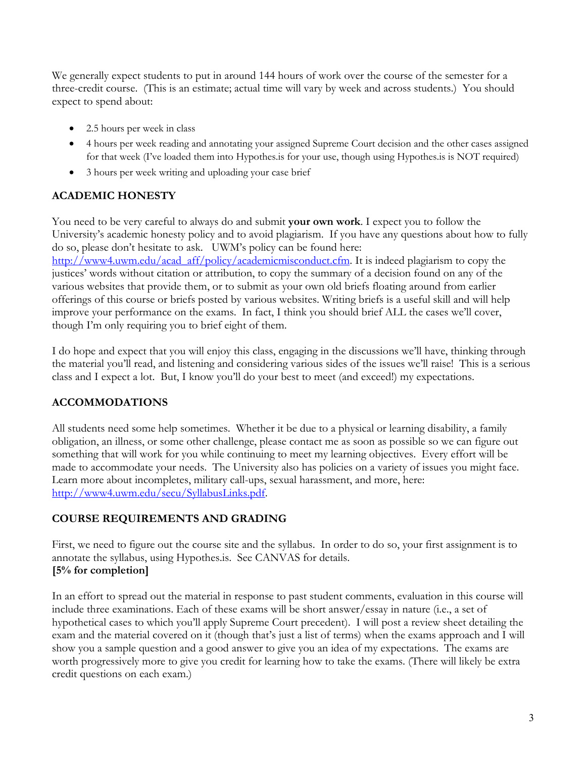We generally expect students to put in around 144 hours of work over the course of the semester for a three-credit course. (This is an estimate; actual time will vary by week and across students.) You should expect to spend about:

- 2.5 hours per week in class
- 4 hours per week reading and annotating your assigned Supreme Court decision and the other cases assigned for that week (I've loaded them into Hypothes.is for your use, though using Hypothes.is is NOT required)
- 3 hours per week writing and uploading your case brief

## ACADEMIC HONESTY

You need to be very careful to always do and submit **your own work**. I expect you to follow the University's academic honesty policy and to avoid plagiarism. If you have any questions about how to fully do so, please don't hesitate to ask. UWM's policy can be found here: [http://www4.uwm.edu/acad_aff/policy/academicmisconduct.cfm](http://www4.uwm.edu/acad_aff/policy/academicmisconduct.cfm). It is indeed plagiarism to copy the justices' words without citation or attribution, to copy the summary of a decision found on any of the various websites that provide them, or to submit as your own old briefs floating around from earlier offerings of this course or briefs posted by various websites. Writing briefs is a useful skill and will help improve your performance on the exams. In fact, I think you should brief ALL the cases we'll cover, though I'm only requiring you to brief eight of them.

I do hope and expect that you will enjoy this class, engaging in the discussions we'll have, thinking through the material you'll read, and listening and considering various sides of the issues we'll raise! This is a serious class and I expect a lot. But, I know you'll do your best to meet (and exceed!) my expectations.

## ACCOMMODATIONS

All students need some help sometimes. Whether it be due to a physical or learning disability, a family obligation, an illness, or some other challenge, please contact me as soon as possible so we can figure out something that will work for you while continuing to meet my learning objectives. Every effort will be made to accommodate your needs. The University also has policies on a variety of issues you might face. Learn more about incompletes, military call-ups, sexual harassment, and more, here: [http://www4.uwm.edu/secu/SyllabusLinks.pdf](http://www4.uwm.edu/secu/SyllabusLinks.pdf).

## COURSE REQUIREMENTS AND GRADING

First, we need to figure out the course site and the syllabus. In order to do so, your first assignment is to annotate the syllabus, using Hypothes.is. See CANVAS for details.
**[5% for completion]**

In an effort to spread out the material in response to past student comments, evaluation in this course will include three examinations. Each of these exams will be short answer/essay in nature (i.e., a set of hypothetical cases to which you'll apply Supreme Court precedent). I will post a review sheet detailing the exam and the material covered on it (though that's just a list of terms) when the exams approach and I will show you a sample question and a good answer to give you an idea of my expectations. The exams are worth progressively more to give you credit for learning how to take the exams. (There will likely be extra credit questions on each exam.)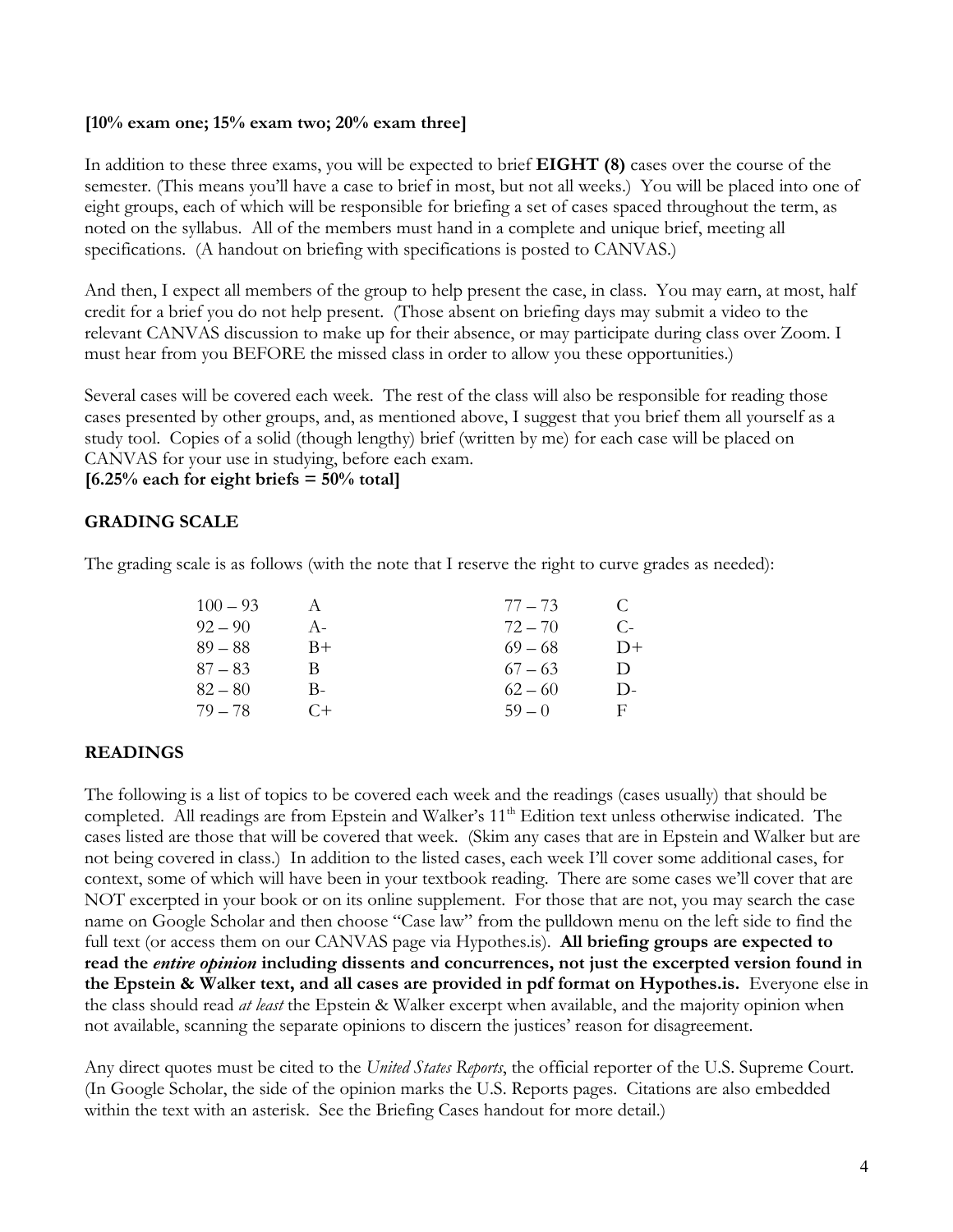**[10% exam one; 15% exam two; 20% exam three]**

In addition to these three exams, you will be expected to brief **EIGHT (8)** cases over the course of the semester. (This means you'll have a case to brief in most, but not all weeks.) You will be placed into one of eight groups, each of which will be responsible for briefing a set of cases spaced throughout the term, as noted on the syllabus. All of the members must hand in a complete and unique brief, meeting all specifications. (A handout on briefing with specifications is posted to CANVAS.)

And then, I expect all members of the group to help present the case, in class. You may earn, at most, half credit for a brief you do not help present. (Those absent on briefing days may submit a video to the relevant CANVAS discussion to make up for their absence, or may participate during class over Zoom. I must hear from you BEFORE the missed class in order to allow you these opportunities.)

Several cases will be covered each week. The rest of the class will also be responsible for reading those cases presented by other groups, and, as mentioned above, I suggest that you brief them all yourself as a study tool. Copies of a solid (though lengthy) brief (written by me) for each case will be placed on CANVAS for your use in studying, before each exam.

**[6.25% each for eight briefs = 50% total]**

## GRADING SCALE

The grading scale is as follows (with the note that I reserve the right to curve grades as needed):

| Range | Grade | Range | Grade |
|---|---|---|---|
| 100 – 93 | A | 77 – 73 | C |
| 92 – 90 | A- | 72 – 70 | C- |
| 89 – 88 | B+ | 69 – 68 | D+ |
| 87 – 83 | B | 67 – 63 | D |
| 82 – 80 | B- | 62 – 60 | D- |
| 79 – 78 | C+ | 59 – 0 | F |

## READINGS

The following is a list of topics to be covered each week and the readings (cases usually) that should be completed. All readings are from Epstein and Walker's 11th Edition text unless otherwise indicated. The cases listed are those that will be covered that week. (Skim any cases that are in Epstein and Walker but are not being covered in class.) In addition to the listed cases, each week I'll cover some additional cases, for context, some of which will have been in your textbook reading. There are some cases we'll cover that are NOT excerpted in your book or on its online supplement. For those that are not, you may search the case name on Google Scholar and then choose "Case law" from the pulldown menu on the left side to find the full text (or access them on our CANVAS page via Hypothes.is). **All briefing groups are expected to read the *entire opinion* including dissents and concurrences, not just the excerpted version found in the Epstein & Walker text, and all cases are provided in pdf format on Hypothes.is.** Everyone else in the class should read *at least* the Epstein & Walker excerpt when available, and the majority opinion when not available, scanning the separate opinions to discern the justices' reason for disagreement.

Any direct quotes must be cited to the *United States Reports*, the official reporter of the U.S. Supreme Court. (In Google Scholar, the side of the opinion marks the U.S. Reports pages. Citations are also embedded within the text with an asterisk. See the Briefing Cases handout for more detail.)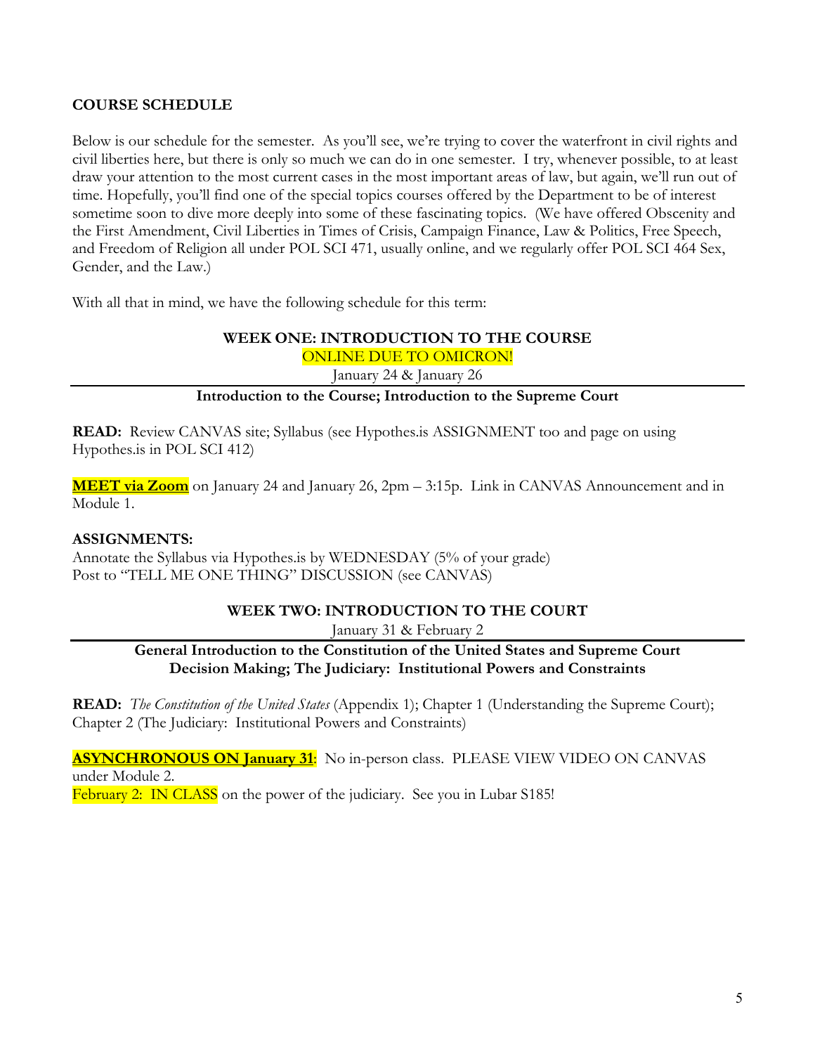## COURSE SCHEDULE

Below is our schedule for the semester. As you'll see, we're trying to cover the waterfront in civil rights and civil liberties here, but there is only so much we can do in one semester. I try, whenever possible, to at least draw your attention to the most current cases in the most important areas of law, but again, we'll run out of time. Hopefully, you'll find one of the special topics courses offered by the Department to be of interest sometime soon to dive more deeply into some of these fascinating topics. (We have offered Obscenity and the First Amendment, Civil Liberties in Times of Crisis, Campaign Finance, Law & Politics, Free Speech, and Freedom of Religion all under POL SCI 471, usually online, and we regularly offer POL SCI 464 Sex, Gender, and the Law.)

With all that in mind, we have the following schedule for this term:

### WEEK ONE: INTRODUCTION TO THE COURSE

ONLINE DUE TO OMICRON!

January 24 & January 26

**Introduction to the Course; Introduction to the Supreme Court**

**READ:** Review CANVAS site; Syllabus (see Hypothes.is ASSIGNMENT too and page on using Hypothes.is in POL SCI 412)

**MEET via Zoom** on January 24 and January 26, 2pm – 3:15p. Link in CANVAS Announcement and in Module 1.

**ASSIGNMENTS:**
Annotate the Syllabus via Hypothes.is by WEDNESDAY (5% of your grade)
Post to "TELL ME ONE THING" DISCUSSION (see CANVAS)

### WEEK TWO: INTRODUCTION TO THE COURT

January 31 & February 2

**General Introduction to the Constitution of the United States and Supreme Court Decision Making; The Judiciary: Institutional Powers and Constraints**

**READ:** *The Constitution of the United States* (Appendix 1); Chapter 1 (Understanding the Supreme Court); Chapter 2 (The Judiciary: Institutional Powers and Constraints)

**ASYNCHRONOUS ON January 31**: No in-person class. PLEASE VIEW VIDEO ON CANVAS under Module 2.
February 2: IN CLASS on the power of the judiciary. See you in Lubar S185!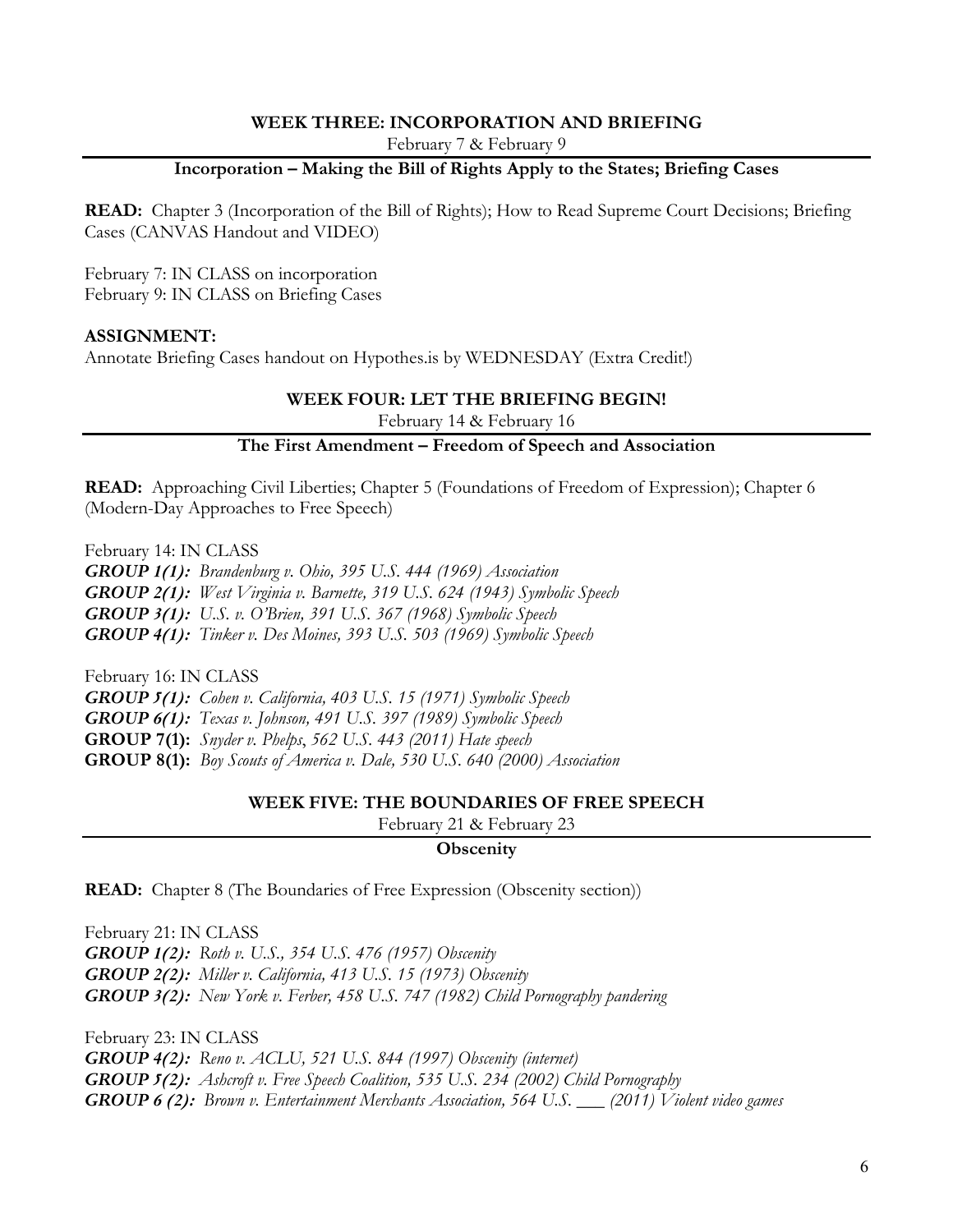## WEEK THREE: INCORPORATION AND BRIEFING

February 7 & February 9

### Incorporation – Making the Bill of Rights Apply to the States; Briefing Cases

**READ:** Chapter 3 (Incorporation of the Bill of Rights); How to Read Supreme Court Decisions; Briefing Cases (CANVAS Handout and VIDEO)

February 7: IN CLASS on incorporation
February 9: IN CLASS on Briefing Cases

**ASSIGNMENT:**
Annotate Briefing Cases handout on Hypothes.is by WEDNESDAY (Extra Credit!)

## WEEK FOUR: LET THE BRIEFING BEGIN!

February 14 & February 16

### The First Amendment – Freedom of Speech and Association

**READ:** Approaching Civil Liberties; Chapter 5 (Foundations of Freedom of Expression); Chapter 6 (Modern-Day Approaches to Free Speech)

February 14: IN CLASS
***GROUP 1(1):*** *Brandenburg v. Ohio, 395 U.S. 444 (1969) Association*
***GROUP 2(1):*** *West Virginia v. Barnette, 319 U.S. 624 (1943) Symbolic Speech*
***GROUP 3(1):*** *U.S. v. O'Brien, 391 U.S. 367 (1968) Symbolic Speech*
***GROUP 4(1):*** *Tinker v. Des Moines, 393 U.S. 503 (1969) Symbolic Speech*

February 16: IN CLASS
***GROUP 5(1):*** *Cohen v. California, 403 U.S. 15 (1971) Symbolic Speech*
***GROUP 6(1):*** *Texas v. Johnson, 491 U.S. 397 (1989) Symbolic Speech*
**GROUP 7(1):** *Snyder v. Phelps, 562 U.S. 443 (2011) Hate speech*
**GROUP 8(1):** *Boy Scouts of America v. Dale, 530 U.S. 640 (2000) Association*

## WEEK FIVE: THE BOUNDARIES OF FREE SPEECH

February 21 & February 23

### Obscenity

**READ:** Chapter 8 (The Boundaries of Free Expression (Obscenity section))

February 21: IN CLASS
***GROUP 1(2):*** *Roth v. U.S., 354 U.S. 476 (1957) Obscenity*
***GROUP 2(2):*** *Miller v. California, 413 U.S. 15 (1973) Obscenity*
***GROUP 3(2):*** *New York v. Ferber, 458 U.S. 747 (1982) Child Pornography pandering*

February 23: IN CLASS
***GROUP 4(2):*** *Reno v. ACLU, 521 U.S. 844 (1997) Obscenity (internet)*
***GROUP 5(2):*** *Ashcroft v. Free Speech Coalition, 535 U.S. 234 (2002) Child Pornography*
***GROUP 6 (2):*** *Brown v. Entertainment Merchants Association, 564 U.S. ___ (2011) Violent video games*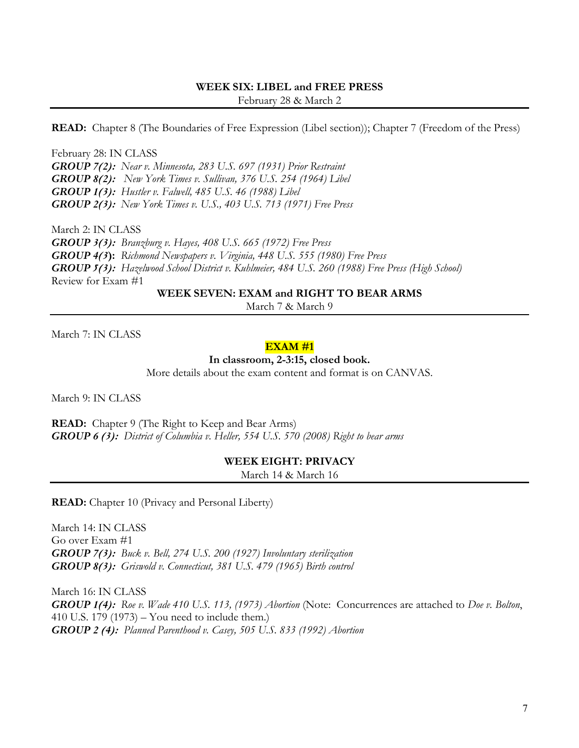### WEEK SIX: LIBEL and FREE PRESS

February 28 & March 2

---

**READ:** Chapter 8 (The Boundaries of Free Expression (Libel section)); Chapter 7 (Freedom of the Press)

February 28: IN CLASS
***GROUP 7(2):*** *Near v. Minnesota, 283 U.S. 697 (1931) Prior Restraint*
***GROUP 8(2):*** *New York Times v. Sullivan, 376 U.S. 254 (1964) Libel*
***GROUP 1(3):*** *Hustler v. Falwell, 485 U.S. 46 (1988) Libel*
***GROUP 2(3):*** *New York Times v. U.S., 403 U.S. 713 (1971) Free Press*

March 2: IN CLASS
***GROUP 3(3):*** *Branzburg v. Hayes, 408 U.S. 665 (1972) Free Press*
***GROUP 4(3*):** *Richmond Newspapers v. Virginia, 448 U.S. 555 (1980) Free Press*
***GROUP 5(3):*** *Hazelwood School District v. Kuhlmeier, 484 U.S. 260 (1988) Free Press (High School)*
Review for Exam #1

### WEEK SEVEN: EXAM and RIGHT TO BEAR ARMS

March 7 & March 9

---

March 7: IN CLASS

**EXAM #1**

**In classroom, 2-3:15, closed book.**

More details about the exam content and format is on CANVAS.

March 9: IN CLASS

**READ:** Chapter 9 (The Right to Keep and Bear Arms)
***GROUP 6 (3):*** *District of Columbia v. Heller, 554 U.S. 570 (2008) Right to bear arms*

### WEEK EIGHT: PRIVACY

March 14 & March 16

---

**READ:** Chapter 10 (Privacy and Personal Liberty)

March 14: IN CLASS
Go over Exam #1
***GROUP 7(3):*** *Buck v. Bell, 274 U.S. 200 (1927) Involuntary sterilization*
***GROUP 8(3):*** *Griswold v. Connecticut, 381 U.S. 479 (1965) Birth control*

March 16: IN CLASS
***GROUP 1(4):*** *Roe v. Wade 410 U.S. 113, (1973) Abortion* (Note: Concurrences are attached to *Doe v. Bolton*, 410 U.S. 179 (1973) – You need to include them.)
***GROUP 2 (4):*** *Planned Parenthood v. Casey, 505 U.S. 833 (1992) Abortion*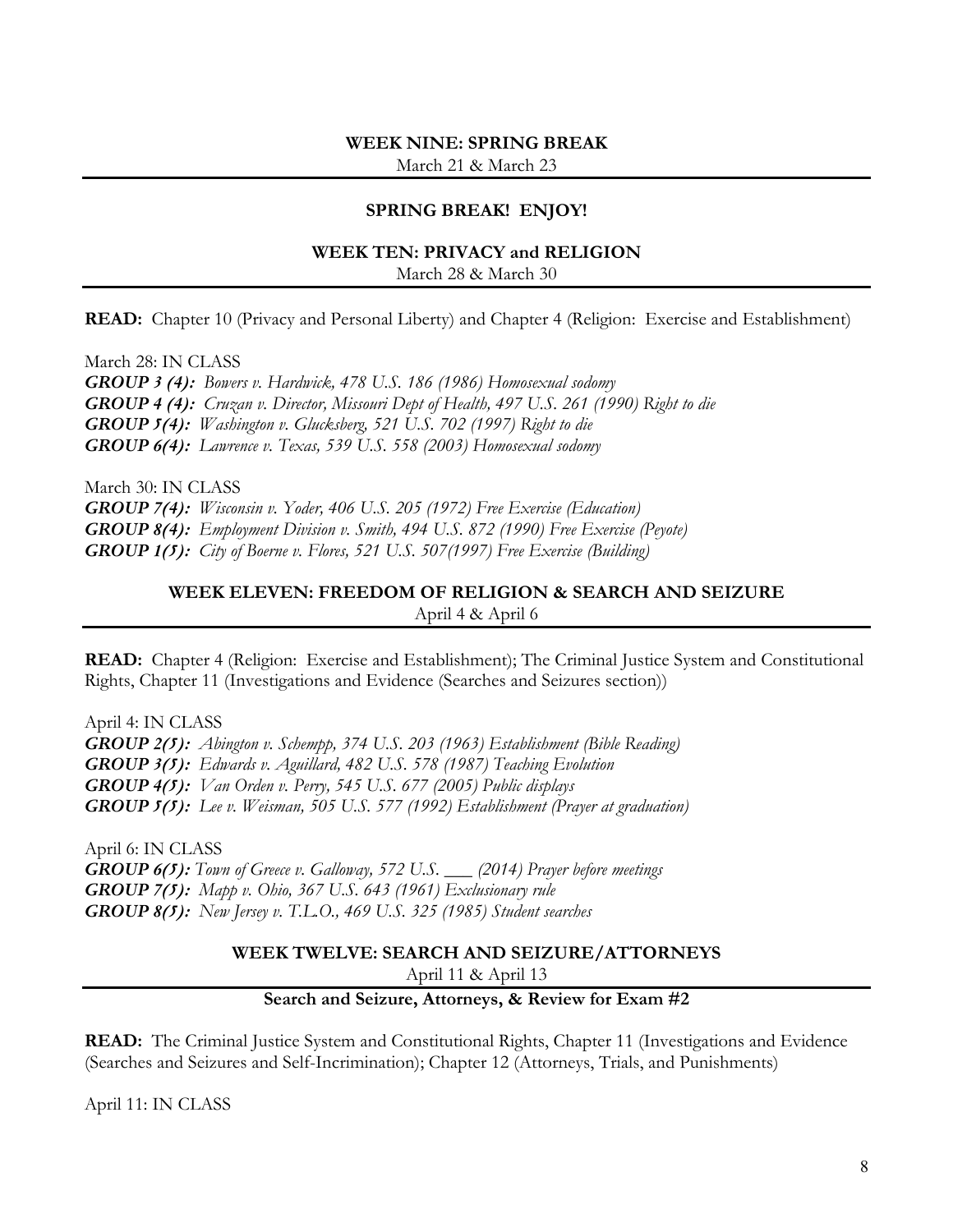### WEEK NINE: SPRING BREAK

March 21 & March 23

---

**SPRING BREAK! ENJOY!**

### WEEK TEN: PRIVACY and RELIGION

March 28 & March 30

---

**READ:** Chapter 10 (Privacy and Personal Liberty) and Chapter 4 (Religion: Exercise and Establishment)

March 28: IN CLASS
***GROUP 3 (4):*** *Bowers v. Hardwick, 478 U.S. 186 (1986) Homosexual sodomy*
***GROUP 4 (4):*** *Cruzan v. Director, Missouri Dept of Health, 497 U.S. 261 (1990) Right to die*
***GROUP 5(4):*** *Washington v. Glucksberg, 521 U.S. 702 (1997) Right to die*
***GROUP 6(4):*** *Lawrence v. Texas, 539 U.S. 558 (2003) Homosexual sodomy*

March 30: IN CLASS
***GROUP 7(4):*** *Wisconsin v. Yoder, 406 U.S. 205 (1972) Free Exercise (Education)*
***GROUP 8(4):*** *Employment Division v. Smith, 494 U.S. 872 (1990) Free Exercise (Peyote)*
***GROUP 1(5):*** *City of Boerne v. Flores, 521 U.S. 507(1997) Free Exercise (Building)*

### WEEK ELEVEN: FREEDOM OF RELIGION & SEARCH AND SEIZURE

April 4 & April 6

---

**READ:** Chapter 4 (Religion: Exercise and Establishment); The Criminal Justice System and Constitutional Rights, Chapter 11 (Investigations and Evidence (Searches and Seizures section))

April 4: IN CLASS
***GROUP 2(5):*** *Abington v. Schempp, 374 U.S. 203 (1963) Establishment (Bible Reading)*
***GROUP 3(5):*** *Edwards v. Aguillard, 482 U.S. 578 (1987) Teaching Evolution*
***GROUP 4(5):*** *Van Orden v. Perry, 545 U.S. 677 (2005) Public displays*
***GROUP 5(5):*** *Lee v. Weisman, 505 U.S. 577 (1992) Establishment (Prayer at graduation)*

April 6: IN CLASS
***GROUP 6(5):*** *Town of Greece v. Galloway, 572 U.S. ___ (2014) Prayer before meetings*
***GROUP 7(5):*** *Mapp v. Ohio, 367 U.S. 643 (1961) Exclusionary rule*
***GROUP 8(5):*** *New Jersey v. T.L.O., 469 U.S. 325 (1985) Student searches*

### WEEK TWELVE: SEARCH AND SEIZURE/ATTORNEYS

April 11 & April 13

---

**Search and Seizure, Attorneys, & Review for Exam #2**

**READ:** The Criminal Justice System and Constitutional Rights, Chapter 11 (Investigations and Evidence (Searches and Seizures and Self-Incrimination); Chapter 12 (Attorneys, Trials, and Punishments)

April 11: IN CLASS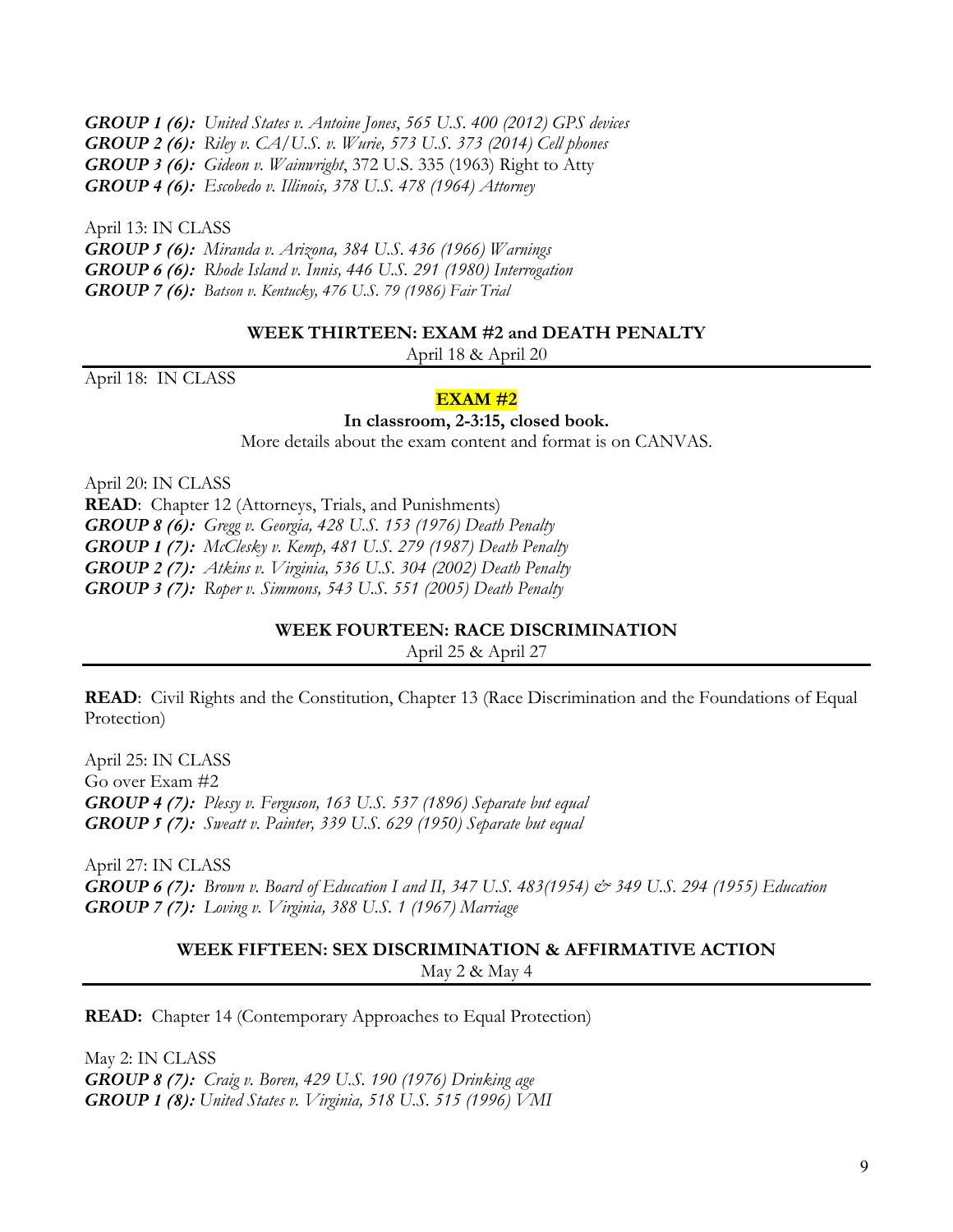***GROUP 1 (6):*** *United States v. Antoine Jones*, *565 U.S. 400 (2012) GPS devices*
***GROUP 2 (6):*** *Riley v. CA/U.S. v. Wurie, 573 U.S. 373 (2014) Cell phones*
***GROUP 3 (6):*** *Gideon v. Wainwright*, 372 U.S. 335 (1963) Right to Atty
***GROUP 4 (6):*** *Escobedo v. Illinois, 378 U.S. 478 (1964) Attorney*

April 13: IN CLASS
***GROUP 5 (6):*** *Miranda v. Arizona, 384 U.S. 436 (1966) Warnings*
***GROUP 6 (6):*** *Rhode Island v. Innis, 446 U.S. 291 (1980) Interrogation*
***GROUP 7 (6):*** *Batson v. Kentucky, 476 U.S. 79 (1986) Fair Trial*

### WEEK THIRTEEN: EXAM #2 and DEATH PENALTY

April 18 & April 20

April 18: IN CLASS

**EXAM #2**

**In classroom, 2-3:15, closed book.**

More details about the exam content and format is on CANVAS.

April 20: IN CLASS
**READ**: Chapter 12 (Attorneys, Trials, and Punishments)
***GROUP 8 (6):*** *Gregg v. Georgia, 428 U.S. 153 (1976) Death Penalty*
***GROUP 1 (7):*** *McClesky v. Kemp, 481 U.S. 279 (1987) Death Penalty*
***GROUP 2 (7):*** *Atkins v. Virginia, 536 U.S. 304 (2002) Death Penalty*
***GROUP 3 (7):*** *Roper v. Simmons, 543 U.S. 551 (2005) Death Penalty*

### WEEK FOURTEEN: RACE DISCRIMINATION

April 25 & April 27

**READ**: Civil Rights and the Constitution, Chapter 13 (Race Discrimination and the Foundations of Equal Protection)

April 25: IN CLASS
Go over Exam #2
***GROUP 4 (7):*** *Plessy v. Ferguson, 163 U.S. 537 (1896) Separate but equal*
***GROUP 5 (7):*** *Sweatt v. Painter, 339 U.S. 629 (1950) Separate but equal*

April 27: IN CLASS
***GROUP 6 (7):*** *Brown v. Board of Education I and II, 347 U.S. 483(1954) & 349 U.S. 294 (1955) Education*
***GROUP 7 (7):*** *Loving v. Virginia, 388 U.S. 1 (1967) Marriage*

### WEEK FIFTEEN: SEX DISCRIMINATION & AFFIRMATIVE ACTION

May 2 & May 4

**READ:** Chapter 14 (Contemporary Approaches to Equal Protection)

May 2: IN CLASS
***GROUP 8 (7):*** *Craig v. Boren, 429 U.S. 190 (1976) Drinking age*
***GROUP 1 (8):*** *United States v. Virginia, 518 U.S. 515 (1996) VMI*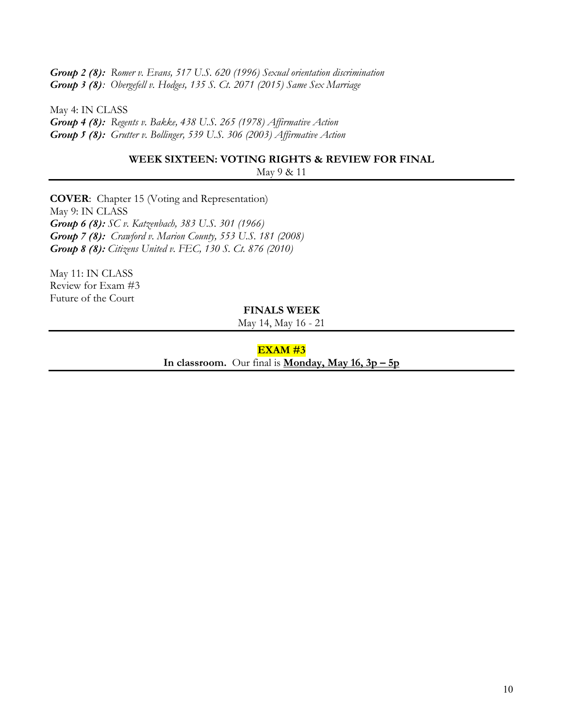***Group 2 (8):*** *Romer v. Evans, 517 U.S. 620 (1996) Sexual orientation discrimination*
***Group 3 (8)****: Obergefell v. Hodges, 135 S. Ct. 2071 (2015) Same Sex Marriage*

May 4: IN CLASS
***Group 4 (8):*** *Regents v. Bakke, 438 U.S. 265 (1978) Affirmative Action*
***Group 5 (8):*** *Grutter v. Bollinger, 539 U.S. 306 (2003) Affirmative Action*

## WEEK SIXTEEN: VOTING RIGHTS & REVIEW FOR FINAL

May 9 & 11

---

**COVER**: Chapter 15 (Voting and Representation)
May 9: IN CLASS
***Group 6 (8):*** *SC v. Katzenbach, 383 U.S. 301 (1966)*
***Group 7 (8):*** *Crawford v. Marion County, 553 U.S. 181 (2008)*
***Group 8 (8):*** *Citizens United v. FEC, 130 S. Ct. 876 (2010)*

May 11: IN CLASS
Review for Exam #3
Future of the Court

## FINALS WEEK

May 14, May 16 - 21

---

**EXAM #3**

**In classroom.** Our final is **Monday, May 16, 3p – 5p**

---